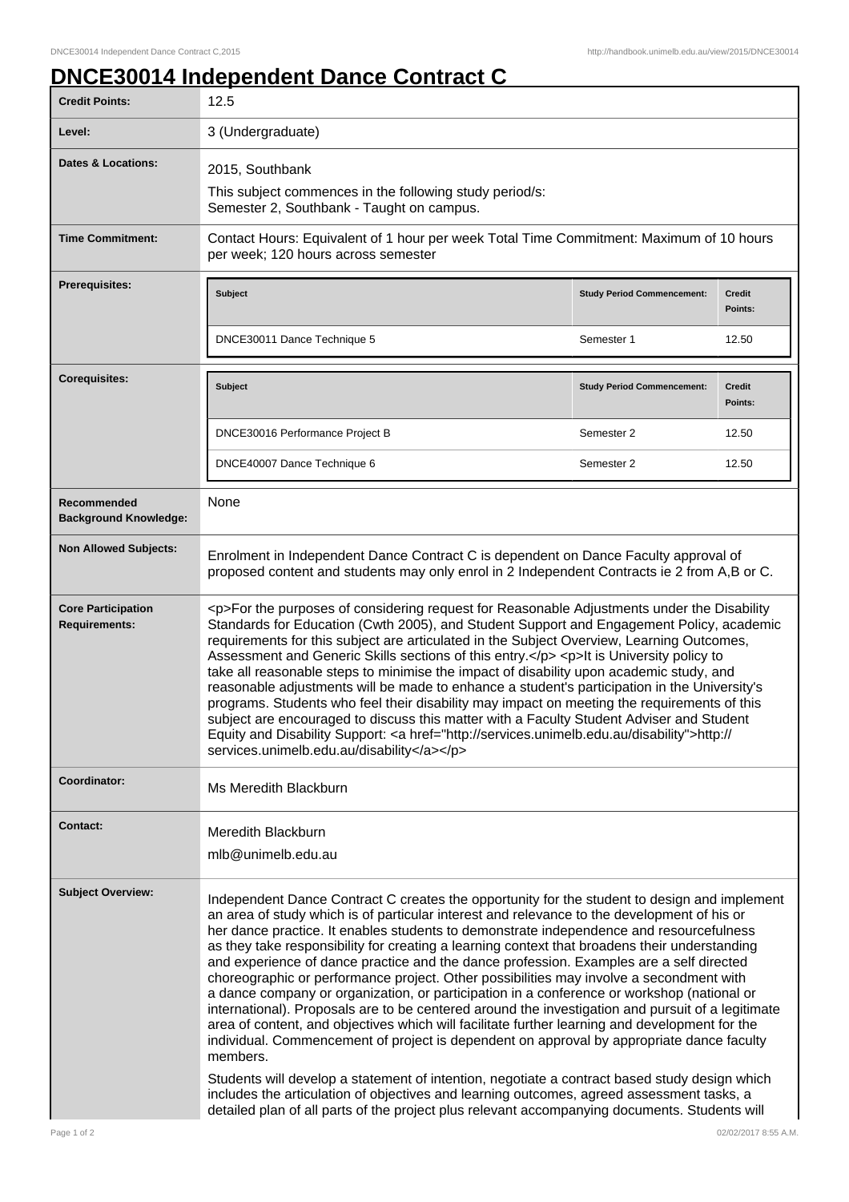# DNCE30014 Independent Dance Contract C

| | |
|---|---|
| **Credit Points:** | 12.5 |
| **Level:** | 3 (Undergraduate) |
| **Dates & Locations:** | 2015, Southbank<br>This subject commences in the following study period/s:<br>Semester 2, Southbank - Taught on campus. |
| **Time Commitment:** | Contact Hours: Equivalent of 1 hour per week Total Time Commitment: Maximum of 10 hours per week; 120 hours across semester |
| **Prerequisites:** | see table below |
| **Corequisites:** | see table below |
| **Recommended Background Knowledge:** | None |
| **Non Allowed Subjects:** | Enrolment in Independent Dance Contract C is dependent on Dance Faculty approval of proposed content and students may only enrol in 2 Independent Contracts ie 2 from A,B or C. |
| **Core Participation Requirements:** | <p>For the purposes of considering request for Reasonable Adjustments under the Disability Standards for Education (Cwth 2005), and Student Support and Engagement Policy, academic requirements for this subject are articulated in the Subject Overview, Learning Outcomes, Assessment and Generic Skills sections of this entry.</p> <p>It is University policy to take all reasonable steps to minimise the impact of disability upon academic study, and reasonable adjustments will be made to enhance a student's participation in the University's programs. Students who feel their disability may impact on meeting the requirements of this subject are encouraged to discuss this matter with a Faculty Student Adviser and Student Equity and Disability Support: <a href="http://services.unimelb.edu.au/disability">http://services.unimelb.edu.au/disability</a></p> |
| **Coordinator:** | Ms Meredith Blackburn |
| **Contact:** | Meredith Blackburn<br>mlb@unimelb.edu.au |

**Prerequisites:**

| Subject | Study Period Commencement: | Credit Points: |
|---|---|---|
| DNCE30011 Dance Technique 5 | Semester 1 | 12.50 |

**Corequisites:**

| Subject | Study Period Commencement: | Credit Points: |
|---|---|---|
| DNCE30016 Performance Project B | Semester 2 | 12.50 |
| DNCE40007 Dance Technique 6 | Semester 2 | 12.50 |

**Subject Overview:**

Independent Dance Contract C creates the opportunity for the student to design and implement an area of study which is of particular interest and relevance to the development of his or her dance practice. It enables students to demonstrate independence and resourcefulness as they take responsibility for creating a learning context that broadens their understanding and experience of dance practice and the dance profession. Examples are a self directed choreographic or performance project. Other possibilities may involve a secondment with a dance company or organization, or participation in a conference or workshop (national or international). Proposals are to be centered around the investigation and pursuit of a legitimate area of content, and objectives which will facilitate further learning and development for the individual. Commencement of project is dependent on approval by appropriate dance faculty members.

Students will develop a statement of intention, negotiate a contract based study design which includes the articulation of objectives and learning outcomes, agreed assessment tasks, a detailed plan of all parts of the project plus relevant accompanying documents. Students will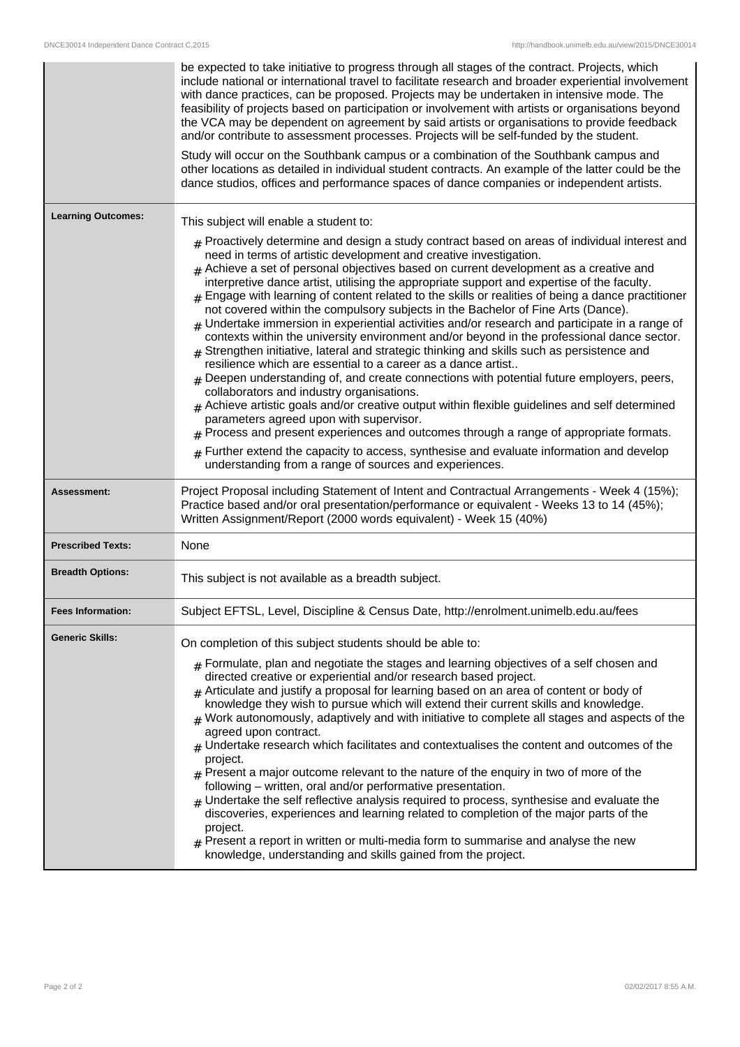| | |
|---|---|
| | be expected to take initiative to progress through all stages of the contract. Projects, which include national or international travel to facilitate research and broader experiential involvement with dance practices, can be proposed. Projects may be undertaken in intensive mode. The feasibility of projects based on participation or involvement with artists or organisations beyond the VCA may be dependent on agreement by said artists or organisations to provide feedback and/or contribute to assessment processes. Projects will be self-funded by the student.<br><br>Study will occur on the Southbank campus or a combination of the Southbank campus and other locations as detailed in individual student contracts. An example of the latter could be the dance studios, offices and performance spaces of dance companies or independent artists. |
| **Learning Outcomes:** | This subject will enable a student to:<br><br># Proactively determine and design a study contract based on areas of individual interest and need in terms of artistic development and creative investigation.<br># Achieve a set of personal objectives based on current development as a creative and interpretive dance artist, utilising the appropriate support and expertise of the faculty.<br># Engage with learning of content related to the skills or realities of being a dance practitioner not covered within the compulsory subjects in the Bachelor of Fine Arts (Dance).<br># Undertake immersion in experiential activities and/or research and participate in a range of contexts within the university environment and/or beyond in the professional dance sector.<br># Strengthen initiative, lateral and strategic thinking and skills such as persistence and resilience which are essential to a career as a dance artist..<br># Deepen understanding of, and create connections with potential future employers, peers, collaborators and industry organisations.<br># Achieve artistic goals and/or creative output within flexible guidelines and self determined parameters agreed upon with supervisor.<br># Process and present experiences and outcomes through a range of appropriate formats.<br># Further extend the capacity to access, synthesise and evaluate information and develop understanding from a range of sources and experiences. |
| **Assessment:** | Project Proposal including Statement of Intent and Contractual Arrangements - Week 4 (15%); Practice based and/or oral presentation/performance or equivalent - Weeks 13 to 14 (45%); Written Assignment/Report (2000 words equivalent) - Week 15 (40%) |
| **Prescribed Texts:** | None |
| **Breadth Options:** | This subject is not available as a breadth subject. |
| **Fees Information:** | Subject EFTSL, Level, Discipline & Census Date, http://enrolment.unimelb.edu.au/fees |
| **Generic Skills:** | On completion of this subject students should be able to:<br><br># Formulate, plan and negotiate the stages and learning objectives of a self chosen and directed creative or experiential and/or research based project.<br># Articulate and justify a proposal for learning based on an area of content or body of knowledge they wish to pursue which will extend their current skills and knowledge.<br># Work autonomously, adaptively and with initiative to complete all stages and aspects of the agreed upon contract.<br># Undertake research which facilitates and contextualises the content and outcomes of the project.<br># Present a major outcome relevant to the nature of the enquiry in two of more of the following – written, oral and/or performative presentation.<br># Undertake the self reflective analysis required to process, synthesise and evaluate the discoveries, experiences and learning related to completion of the major parts of the project.<br># Present a report in written or multi-media form to summarise and analyse the new knowledge, understanding and skills gained from the project. |